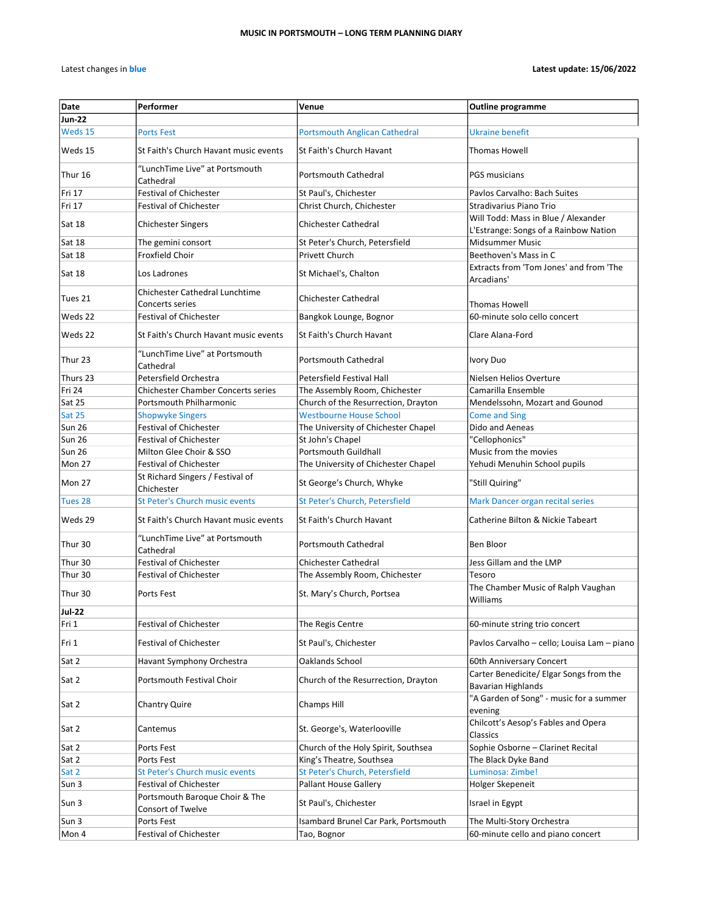# MUSIC IN PORTSMOUTH – LONG TERM PLANNING DIARY

Latest changes in **blue**

**Latest update: 15/06/2022**

| Date | Performer | Venue | Outline programme |
|---|---|---|---|
| **Jun-22** | | | |
| Weds 15 | Ports Fest | Portsmouth Anglican Cathedral | Ukraine benefit |
| Weds 15 | St Faith's Church Havant music events | St Faith's Church Havant | Thomas Howell |
| Thur 16 | "LunchTime Live" at Portsmouth Cathedral | Portsmouth Cathedral | PGS musicians |
| Fri 17 | Festival of Chichester | St Paul's, Chichester | Pavlos Carvalho: Bach Suites |
| Fri 17 | Festival of Chichester | Christ Church, Chichester | Stradivarius Piano Trio |
| Sat 18 | Chichester Singers | Chichester Cathedral | Will Todd: Mass in Blue / Alexander L'Estrange: Songs of a Rainbow Nation |
| Sat 18 | The gemini consort | St Peter's Church, Petersfield | Midsummer Music |
| Sat 18 | Froxfield Choir | Privett Church | Beethoven's Mass in C |
| Sat 18 | Los Ladrones | St Michael's, Chalton | Extracts from 'Tom Jones' and from 'The Arcadians' |
| Tues 21 | Chichester Cathedral Lunchtime Concerts series | Chichester Cathedral | Thomas Howell |
| Weds 22 | Festival of Chichester | Bangkok Lounge, Bognor | 60-minute solo cello concert |
| Weds 22 | St Faith's Church Havant music events | St Faith's Church Havant | Clare Alana-Ford |
| Thur 23 | "LunchTime Live" at Portsmouth Cathedral | Portsmouth Cathedral | Ivory Duo |
| Thurs 23 | Petersfield Orchestra | Petersfield Festival Hall | Nielsen Helios Overture |
| Fri 24 | Chichester Chamber Concerts series | The Assembly Room, Chichester | Camarilla Ensemble |
| Sat 25 | Portsmouth Philharmonic | Church of the Resurrection, Drayton | Mendelssohn, Mozart and Gounod |
| Sat 25 | Shopwyke Singers | Westbourne House School | Come and Sing |
| Sun 26 | Festival of Chichester | The University of Chichester Chapel | Dido and Aeneas |
| Sun 26 | Festival of Chichester | St John's Chapel | "Cellophonics" |
| Sun 26 | Milton Glee Choir & SSO | Portsmouth Guildhall | Music from the movies |
| Mon 27 | Festival of Chichester | The University of Chichester Chapel | Yehudi Menuhin School pupils |
| Mon 27 | St Richard Singers / Festival of Chichester | St George's Church, Whyke | "Still Quiring" |
| Tues 28 | St Peter's Church music events | St Peter's Church, Petersfield | Mark Dancer organ recital series |
| Weds 29 | St Faith's Church Havant music events | St Faith's Church Havant | Catherine Bilton & Nickie Tabeart |
| Thur 30 | "LunchTime Live" at Portsmouth Cathedral | Portsmouth Cathedral | Ben Bloor |
| Thur 30 | Festival of Chichester | Chichester Cathedral | Jess Gillam and the LMP |
| Thur 30 | Festival of Chichester | The Assembly Room, Chichester | Tesoro |
| Thur 30 | Ports Fest | St. Mary's Church, Portsea | The Chamber Music of Ralph Vaughan Williams |
| **Jul-22** | | | |
| Fri 1 | Festival of Chichester | The Regis Centre | 60-minute string trio concert |
| Fri 1 | Festival of Chichester | St Paul's, Chichester | Pavlos Carvalho – cello; Louisa Lam – piano |
| Sat 2 | Havant Symphony Orchestra | Oaklands School | 60th Anniversary Concert |
| Sat 2 | Portsmouth Festival Choir | Church of the Resurrection, Drayton | Carter Benedicite/ Elgar Songs from the Bavarian Highlands |
| Sat 2 | Chantry Quire | Champs Hill | "A Garden of Song" - music for a summer evening |
| Sat 2 | Cantemus | St. George's, Waterlooville | Chilcott's Aesop's Fables and Opera Classics |
| Sat 2 | Ports Fest | Church of the Holy Spirit, Southsea | Sophie Osborne – Clarinet Recital |
| Sat 2 | Ports Fest | King's Theatre, Southsea | The Black Dyke Band |
| Sat 2 | St Peter's Church music events | St Peter's Church, Petersfield | Luminosa: Zimbe! |
| Sun 3 | Festival of Chichester | Pallant House Gallery | Holger Skepeneit |
| Sun 3 | Portsmouth Baroque Choir & The Consort of Twelve | St Paul's, Chichester | Israel in Egypt |
| Sun 3 | Ports Fest | Isambard Brunel Car Park, Portsmouth | The Multi-Story Orchestra |
| Mon 4 | Festival of Chichester | Tao, Bognor | 60-minute cello and piano concert |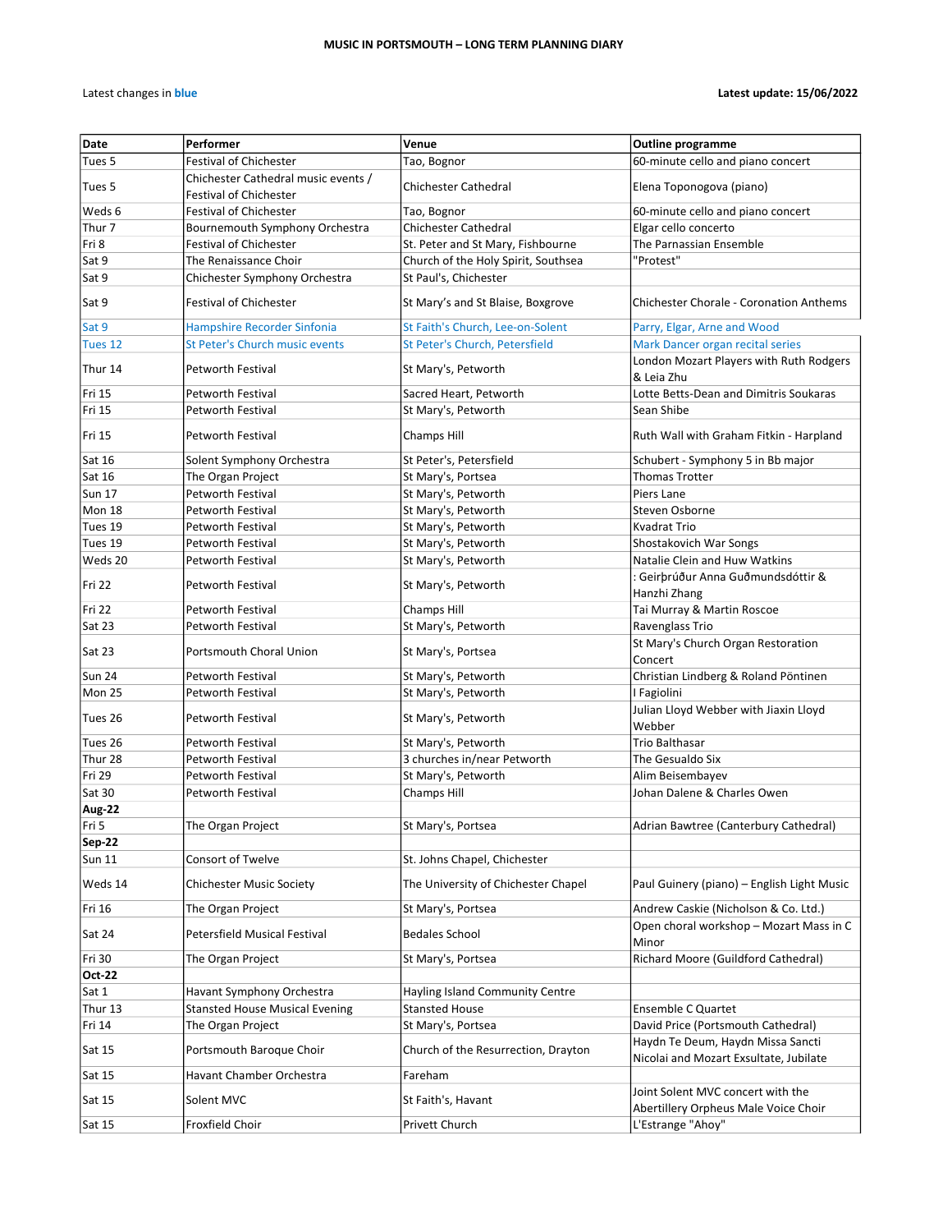**MUSIC IN PORTSMOUTH – LONG TERM PLANNING DIARY**

Latest changes in **blue** **Latest update: 15/06/2022**

| Date | Performer | Venue | Outline programme |
|---|---|---|---|
| Tues 5 | Festival of Chichester | Tao, Bognor | 60-minute cello and piano concert |
| Tues 5 | Chichester Cathedral music events / Festival of Chichester | Chichester Cathedral | Elena Toponogova (piano) |
| Weds 6 | Festival of Chichester | Tao, Bognor | 60-minute cello and piano concert |
| Thur 7 | Bournemouth Symphony Orchestra | Chichester Cathedral | Elgar cello concerto |
| Fri 8 | Festival of Chichester | St. Peter and St Mary, Fishbourne | The Parnassian Ensemble |
| Sat 9 | The Renaissance Choir | Church of the Holy Spirit, Southsea | "Protest" |
| Sat 9 | Chichester Symphony Orchestra | St Paul's, Chichester | |
| Sat 9 | Festival of Chichester | St Mary's and St Blaise, Boxgrove | Chichester Chorale - Coronation Anthems |
| Sat 9 | Hampshire Recorder Sinfonia | St Faith's Church, Lee-on-Solent | Parry, Elgar, Arne and Wood |
| Tues 12 | St Peter's Church music events | St Peter's Church, Petersfield | Mark Dancer organ recital series |
| Thur 14 | Petworth Festival | St Mary's, Petworth | London Mozart Players with Ruth Rodgers & Leia Zhu |
| Fri 15 | Petworth Festival | Sacred Heart, Petworth | Lotte Betts-Dean and Dimitris Soukaras |
| Fri 15 | Petworth Festival | St Mary's, Petworth | Sean Shibe |
| Fri 15 | Petworth Festival | Champs Hill | Ruth Wall with Graham Fitkin - Harpland |
| Sat 16 | Solent Symphony Orchestra | St Peter's, Petersfield | Schubert - Symphony 5 in Bb major |
| Sat 16 | The Organ Project | St Mary's, Portsea | Thomas Trotter |
| Sun 17 | Petworth Festival | St Mary's, Petworth | Piers Lane |
| Mon 18 | Petworth Festival | St Mary's, Petworth | Steven Osborne |
| Tues 19 | Petworth Festival | St Mary's, Petworth | Kvadrat Trio |
| Tues 19 | Petworth Festival | St Mary's, Petworth | Shostakovich War Songs |
| Weds 20 | Petworth Festival | St Mary's, Petworth | Natalie Clein and Huw Watkins |
| Fri 22 | Petworth Festival | St Mary's, Petworth | : Geirþrúður Anna Guðmundsdóttir & Hanzhi Zhang |
| Fri 22 | Petworth Festival | Champs Hill | Tai Murray & Martin Roscoe |
| Sat 23 | Petworth Festival | St Mary's, Petworth | Ravenglass Trio |
| Sat 23 | Portsmouth Choral Union | St Mary's, Portsea | St Mary's Church Organ Restoration Concert |
| Sun 24 | Petworth Festival | St Mary's, Petworth | Christian Lindberg & Roland Pöntinen |
| Mon 25 | Petworth Festival | St Mary's, Petworth | I Fagiolini |
| Tues 26 | Petworth Festival | St Mary's, Petworth | Julian Lloyd Webber with Jiaxin Lloyd Webber |
| Tues 26 | Petworth Festival | St Mary's, Petworth | Trio Balthasar |
| Thur 28 | Petworth Festival | 3 churches in/near Petworth | The Gesualdo Six |
| Fri 29 | Petworth Festival | St Mary's, Petworth | Alim Beisembayev |
| Sat 30 | Petworth Festival | Champs Hill | Johan Dalene & Charles Owen |
| **Aug-22** | | | |
| Fri 5 | The Organ Project | St Mary's, Portsea | Adrian Bawtree (Canterbury Cathedral) |
| **Sep-22** | | | |
| Sun 11 | Consort of Twelve | St. Johns Chapel, Chichester | |
| Weds 14 | Chichester Music Society | The University of Chichester Chapel | Paul Guinery (piano) – English Light Music |
| Fri 16 | The Organ Project | St Mary's, Portsea | Andrew Caskie (Nicholson & Co. Ltd.) |
| Sat 24 | Petersfield Musical Festival | Bedales School | Open choral workshop – Mozart Mass in C Minor |
| Fri 30 | The Organ Project | St Mary's, Portsea | Richard Moore (Guildford Cathedral) |
| **Oct-22** | | | |
| Sat 1 | Havant Symphony Orchestra | Hayling Island Community Centre | |
| Thur 13 | Stansted House Musical Evening | Stansted House | Ensemble C Quartet |
| Fri 14 | The Organ Project | St Mary's, Portsea | David Price (Portsmouth Cathedral) |
| Sat 15 | Portsmouth Baroque Choir | Church of the Resurrection, Drayton | Haydn Te Deum, Haydn Missa Sancti Nicolai and Mozart Exsultate, Jubilate |
| Sat 15 | Havant Chamber Orchestra | Fareham | |
| Sat 15 | Solent MVC | St Faith's, Havant | Joint Solent MVC concert with the Abertillery Orpheus Male Voice Choir |
| Sat 15 | Froxfield Choir | Privett Church | L'Estrange "Ahoy" |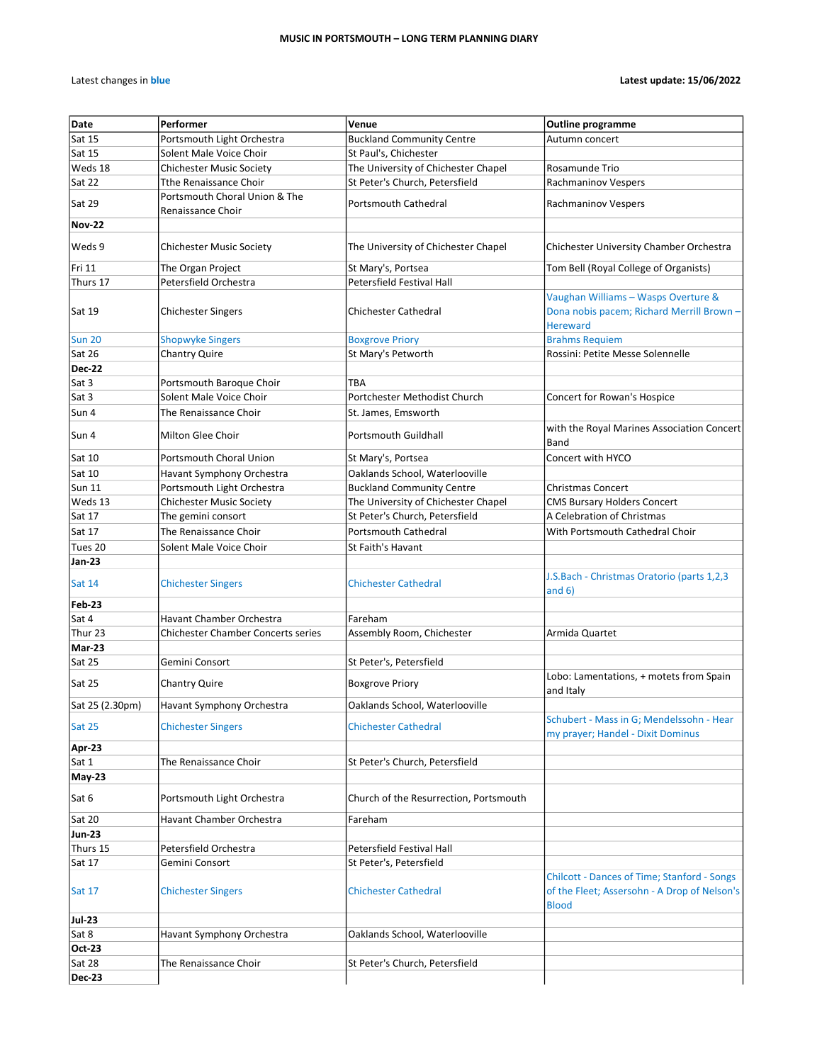**MUSIC IN PORTSMOUTH – LONG TERM PLANNING DIARY**

Latest changes in **blue**

**Latest update: 15/06/2022**

| Date | Performer | Venue | Outline programme |
|---|---|---|---|
| Sat 15 | Portsmouth Light Orchestra | Buckland Community Centre | Autumn concert |
| Sat 15 | Solent Male Voice Choir | St Paul's, Chichester | |
| Weds 18 | Chichester Music Society | The University of Chichester Chapel | Rosamunde Trio |
| Sat 22 | Tthe Renaissance Choir | St Peter's Church, Petersfield | Rachmaninov Vespers |
| Sat 29 | Portsmouth Choral Union & The Renaissance Choir | Portsmouth Cathedral | Rachmaninov Vespers |
| **Nov-22** | | | |
| Weds 9 | Chichester Music Society | The University of Chichester Chapel | Chichester University Chamber Orchestra |
| Fri 11 | The Organ Project | St Mary's, Portsea | Tom Bell (Royal College of Organists) |
| Thurs 17 | Petersfield Orchestra | Petersfield Festival Hall | |
| Sat 19 | Chichester Singers | Chichester Cathedral | Vaughan Williams – Wasps Overture & Dona nobis pacem; Richard Merrill Brown – Hereward |
| Sun 20 | Shopwyke Singers | Boxgrove Priory | Brahms Requiem |
| Sat 26 | Chantry Quire | St Mary's Petworth | Rossini: Petite Messe Solennelle |
| **Dec-22** | | | |
| Sat 3 | Portsmouth Baroque Choir | TBA | |
| Sat 3 | Solent Male Voice Choir | Portchester Methodist Church | Concert for Rowan's Hospice |
| Sun 4 | The Renaissance Choir | St. James, Emsworth | |
| Sun 4 | Milton Glee Choir | Portsmouth Guildhall | with the Royal Marines Association Concert Band |
| Sat 10 | Portsmouth Choral Union | St Mary's, Portsea | Concert with HYCO |
| Sat 10 | Havant Symphony Orchestra | Oaklands School, Waterlooville | |
| Sun 11 | Portsmouth Light Orchestra | Buckland Community Centre | Christmas Concert |
| Weds 13 | Chichester Music Society | The University of Chichester Chapel | CMS Bursary Holders Concert |
| Sat 17 | The gemini consort | St Peter's Church, Petersfield | A Celebration of Christmas |
| Sat 17 | The Renaissance Choir | Portsmouth Cathedral | With Portsmouth Cathedral Choir |
| Tues 20 | Solent Male Voice Choir | St Faith's Havant | |
| **Jan-23** | | | |
| Sat 14 | Chichester Singers | Chichester Cathedral | J.S.Bach - Christmas Oratorio (parts 1,2,3 and 6) |
| **Feb-23** | | | |
| Sat 4 | Havant Chamber Orchestra | Fareham | |
| Thur 23 | Chichester Chamber Concerts series | Assembly Room, Chichester | Armida Quartet |
| **Mar-23** | | | |
| Sat 25 | Gemini Consort | St Peter's, Petersfield | |
| Sat 25 | Chantry Quire | Boxgrove Priory | Lobo: Lamentations, + motets from Spain and Italy |
| Sat 25 (2.30pm) | Havant Symphony Orchestra | Oaklands School, Waterlooville | |
| Sat 25 | Chichester Singers | Chichester Cathedral | Schubert - Mass in G; Mendelssohn - Hear my prayer; Handel - Dixit Dominus |
| **Apr-23** | | | |
| Sat 1 | The Renaissance Choir | St Peter's Church, Petersfield | |
| **May-23** | | | |
| Sat 6 | Portsmouth Light Orchestra | Church of the Resurrection, Portsmouth | |
| Sat 20 | Havant Chamber Orchestra | Fareham | |
| **Jun-23** | | | |
| Thurs 15 | Petersfield Orchestra | Petersfield Festival Hall | |
| Sat 17 | Gemini Consort | St Peter's, Petersfield | |
| Sat 17 | Chichester Singers | Chichester Cathedral | Chilcott - Dances of Time; Stanford - Songs of the Fleet; Assersohn - A Drop of Nelson's Blood |
| **Jul-23** | | | |
| Sat 8 | Havant Symphony Orchestra | Oaklands School, Waterlooville | |
| **Oct-23** | | | |
| Sat 28 | The Renaissance Choir | St Peter's Church, Petersfield | |
| **Dec-23** | | | |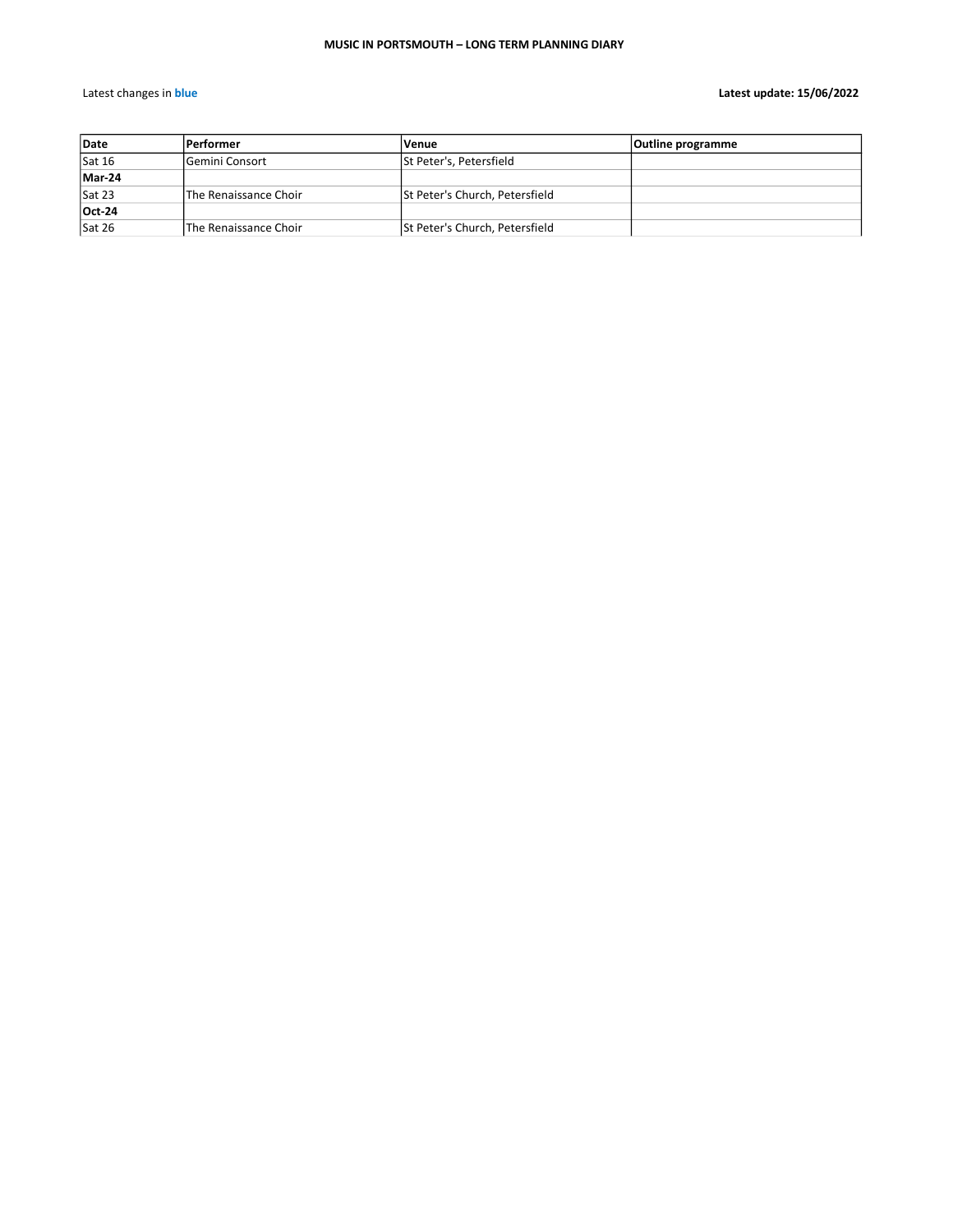MUSIC IN PORTSMOUTH – LONG TERM PLANNING DIARY

Latest changes in **blue**

**Latest update: 15/06/2022**

| Date | Performer | Venue | Outline programme |
|---|---|---|---|
| Sat 16 | Gemini Consort | St Peter's, Petersfield | |
| **Mar-24** | | | |
| Sat 23 | The Renaissance Choir | St Peter's Church, Petersfield | |
| **Oct-24** | | | |
| Sat 26 | The Renaissance Choir | St Peter's Church, Petersfield | |